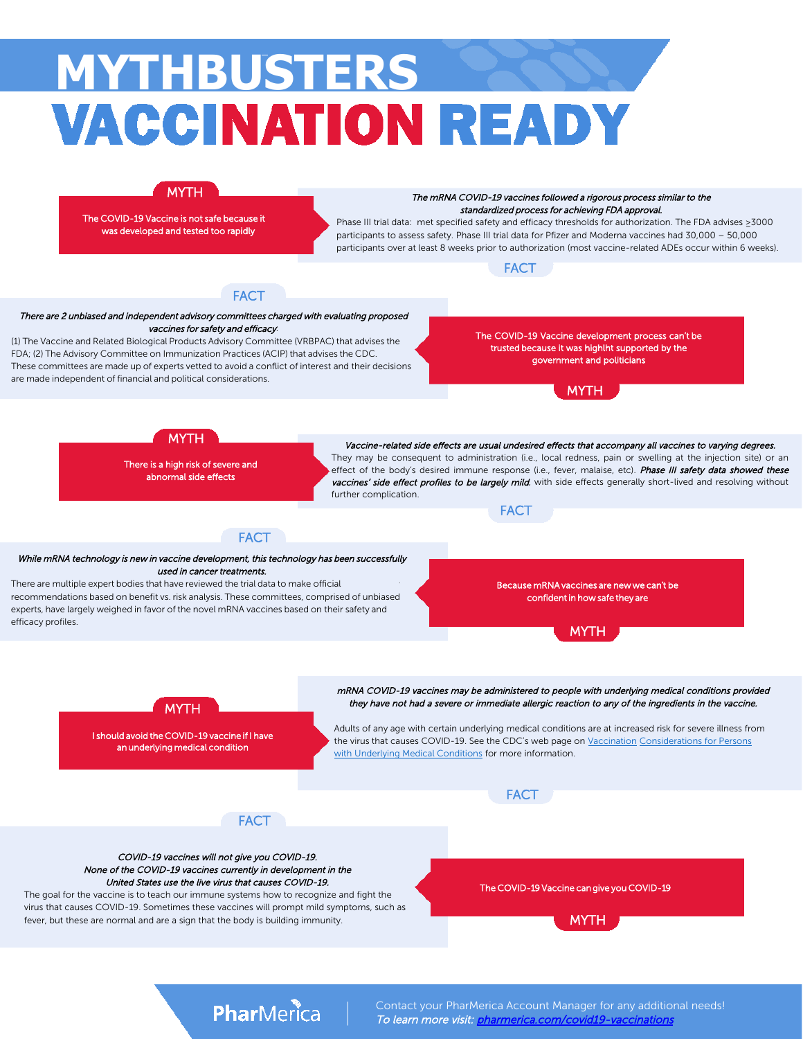# MYTHBUSTERS

# VACCINATION READY

**MYTH**

The COVID-19 Vaccine is not safe because it was developed and tested too rapidly

**FACT**

*The mRNA COVID-19 vaccines followed a rigorous process similar to the standardized process for achieving FDA approval.*

Phase III trial data: met specified safety and efficacy thresholds for authorization. The FDA advises ≥3000 participants to assess safety. Phase III trial data for Pfizer and Moderna vaccines had 30,000 – 50,000 participants over at least 8 weeks prior to authorization (most vaccine-related ADEs occur within 6 weeks).

**MYTH**

The COVID-19 Vaccine development process can't be trusted because it was highlht supported by the government and politicians

**FACT**

*There are 2 unbiased and independent advisory committees charged with evaluating proposed vaccines for safety and efficacy.*

(1) The Vaccine and Related Biological Products Advisory Committee (VRBPAC) that advises the FDA; (2) The Advisory Committee on Immunization Practices (ACIP) that advises the CDC. These committees are made up of experts vetted to avoid a conflict of interest and their decisions are made independent of financial and political considerations.

**MYTH**

There is a high risk of severe and abnormal side effects

**FACT**

*Vaccine-related side effects are usual undesired effects that accompany all vaccines to varying degrees.*

They may be consequent to administration (i.e., local redness, pain or swelling at the injection site) or an effect of the body's desired immune response (i.e., fever, malaise, etc). ***Phase III safety data showed these vaccines' side effect profiles to be largely mild***, with side effects generally short-lived and resolving without further complication.

**MYTH**

Because mRNA vaccines are new we can't be confident in how safe they are

**FACT**

*While mRNA technology is new in vaccine development, this technology has been successfully used in cancer treatments.*

There are multiple expert bodies that have reviewed the trial data to make official recommendations based on benefit vs. risk analysis. These committees, comprised of unbiased experts, have largely weighed in favor of the novel mRNA vaccines based on their safety and efficacy profiles.

**MYTH**

I should avoid the COVID-19 vaccine if I have an underlying medical condition

**FACT**

*mRNA COVID-19 vaccines may be administered to people with underlying medical conditions provided they have not had a severe or immediate allergic reaction to any of the ingredients in the vaccine.*

Adults of any age with certain underlying medical conditions are at increased risk for severe illness from the virus that causes COVID-19. See the CDC's web page on Vaccination Considerations for Persons with Underlying Medical Conditions for more information.

**MYTH**

The COVID-19 Vaccine can give you COVID-19

**FACT**

*COVID-19 vaccines will not give you COVID-19.*
*None of the COVID-19 vaccines currently in development in the United States use the live virus that causes COVID-19.*

The goal for the vaccine is to teach our immune systems how to recognize and fight the virus that causes COVID-19. Sometimes these vaccines will prompt mild symptoms, such as fever, but these are normal and are a sign that the body is building immunity.

PharMerica

Contact your PharMerica Account Manager for any additional needs!

*To learn more visit: pharmerica.com/covid19-vaccinations*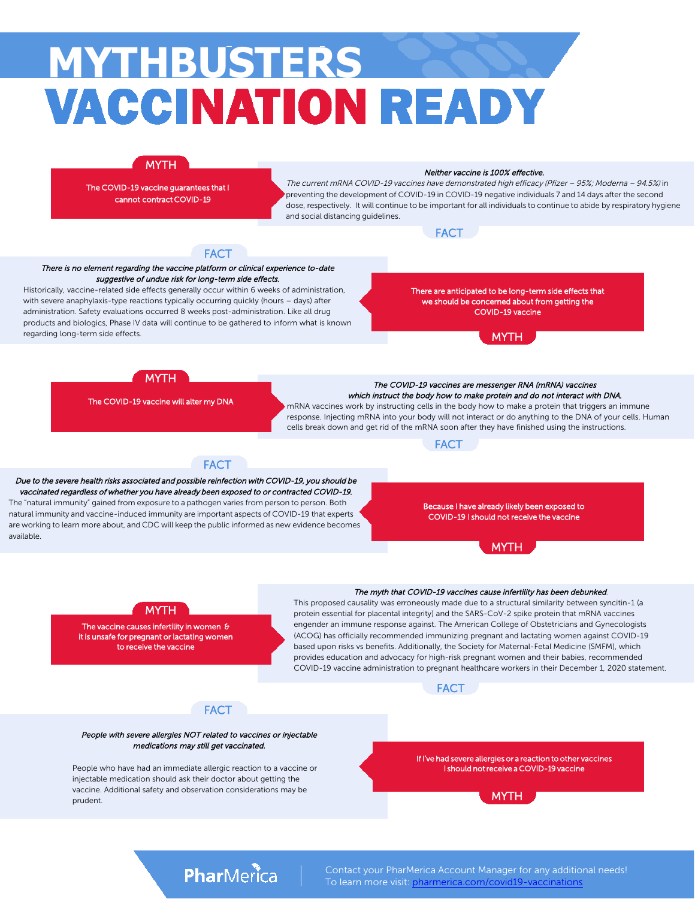# MYTHBUSTERS

# VACCINATION READY

**MYTH**

The COVID-19 vaccine guarantees that I cannot contract COVID-19

**FACT**

*Neither vaccine is 100% effective.*

*The current mRNA COVID-19 vaccines have demonstrated high efficacy (Pfizer – 95%; Moderna – 94.5%)* in preventing the development of COVID-19 in COVID-19 negative individuals 7 and 14 days after the second dose, respectively. It will continue to be important for all individuals to continue to abide by respiratory hygiene and social distancing guidelines.

**MYTH**

There are anticipated to be long-term side effects that we should be concerned about from getting the COVID-19 vaccine

**FACT**

*There is no element regarding the vaccine platform or clinical experience to-date suggestive of undue risk for long-term side effects.*

Historically, vaccine-related side effects generally occur within 6 weeks of administration, with severe anaphylaxis-type reactions typically occurring quickly (hours – days) after administration. Safety evaluations occurred 8 weeks post-administration. Like all drug products and biologics, Phase IV data will continue to be gathered to inform what is known regarding long-term side effects.

**MYTH**

The COVID-19 vaccine will alter my DNA

**FACT**

*The COVID-19 vaccines are messenger RNA (mRNA) vaccines which instruct the body how to make protein and do not interact with DNA.*

mRNA vaccines work by instructing cells in the body how to make a protein that triggers an immune response. Injecting mRNA into your body will not interact or do anything to the DNA of your cells. Human cells break down and get rid of the mRNA soon after they have finished using the instructions.

**MYTH**

Because I have already likely been exposed to COVID-19 I should not receive the vaccine

**FACT**

*Due to the severe health risks associated and possible reinfection with COVID-19, you should be vaccinated regardless of whether you have already been exposed to or contracted COVID-19.*

The "natural immunity" gained from exposure to a pathogen varies from person to person. Both natural immunity and vaccine-induced immunity are important aspects of COVID-19 that experts are working to learn more about, and CDC will keep the public informed as new evidence becomes available.

**MYTH**

The vaccine causes infertility in women & it is unsafe for pregnant or lactating women to receive the vaccine

**FACT**

*The myth that COVID-19 vaccines cause infertility has been debunked.*

This proposed causality was erroneously made due to a structural similarity between syncitin-1 (a protein essential for placental integrity) and the SARS-CoV-2 spike protein that mRNA vaccines engender an immune response against. The American College of Obstetricians and Gynecologists (ACOG) has officially recommended immunizing pregnant and lactating women against COVID-19 based upon risks vs benefits. Additionally, the Society for Maternal-Fetal Medicine (SMFM), which provides education and advocacy for high-risk pregnant women and their babies, recommended COVID-19 vaccine administration to pregnant healthcare workers in their December 1, 2020 statement.

**MYTH**

If I've had severe allergies or a reaction to other vaccines I should not receive a COVID-19 vaccine

**FACT**

*People with severe allergies NOT related to vaccines or injectable medications may still get vaccinated.*

People who have had an immediate allergic reaction to a vaccine or injectable medication should ask their doctor about getting the vaccine. Additional safety and observation considerations may be prudent.

PharMerica | Contact your PharMerica Account Manager for any additional needs!
To learn more visit: pharmerica.com/covid19-vaccinations